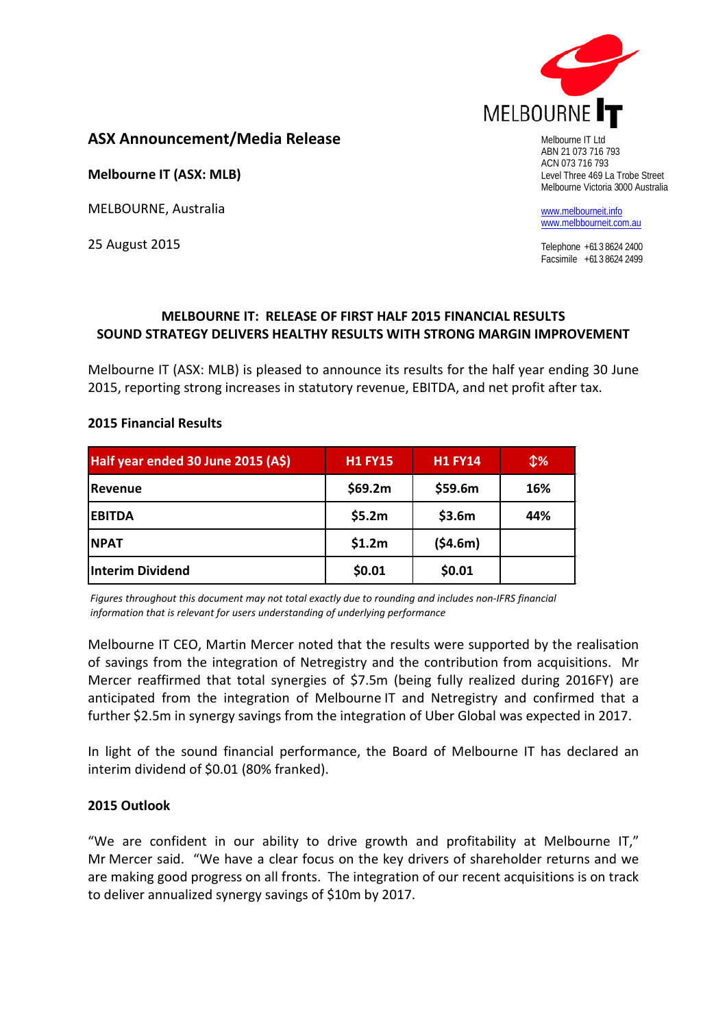MELBOURNE IT

Melbourne IT Ltd
ABN 21 073 716 793
ACN 073 716 793
Level Three 469 La Trobe Street
Melbourne Victoria 3000 Australia

www.melbourneit.info
www.melbbourneit.com.au

Telephone +61 3 8624 2400
Facsimile +61 3 8624 2499

## ASX Announcement/Media Release

**Melbourne IT (ASX: MLB)**

MELBOURNE, Australia

25 August 2015

### MELBOURNE IT: RELEASE OF FIRST HALF 2015 FINANCIAL RESULTS
### SOUND STRATEGY DELIVERS HEALTHY RESULTS WITH STRONG MARGIN IMPROVEMENT

Melbourne IT (ASX: MLB) is pleased to announce its results for the half year ending 30 June 2015, reporting strong increases in statutory revenue, EBITDA, and net profit after tax.

**2015 Financial Results**

| Half year ended 30 June 2015 (A$) | H1 FY15 | H1 FY14 | ↕% |
|---|---|---|---|
| **Revenue** | **$69.2m** | **$59.6m** | **16%** |
| **EBITDA** | **$5.2m** | **$3.6m** | **44%** |
| **NPAT** | **$1.2m** | **($4.6m)** | |
| **Interim Dividend** | **$0.01** | **$0.01** | |

*Figures throughout this document may not total exactly due to rounding and includes non-IFRS financial information that is relevant for users understanding of underlying performance*

Melbourne IT CEO, Martin Mercer noted that the results were supported by the realisation of savings from the integration of Netregistry and the contribution from acquisitions. Mr Mercer reaffirmed that total synergies of $7.5m (being fully realized during 2016FY) are anticipated from the integration of Melbourne IT and Netregistry and confirmed that a further $2.5m in synergy savings from the integration of Uber Global was expected in 2017.

In light of the sound financial performance, the Board of Melbourne IT has declared an interim dividend of $0.01 (80% franked).

**2015 Outlook**

"We are confident in our ability to drive growth and profitability at Melbourne IT," Mr Mercer said. "We have a clear focus on the key drivers of shareholder returns and we are making good progress on all fronts. The integration of our recent acquisitions is on track to deliver annualized synergy savings of $10m by 2017.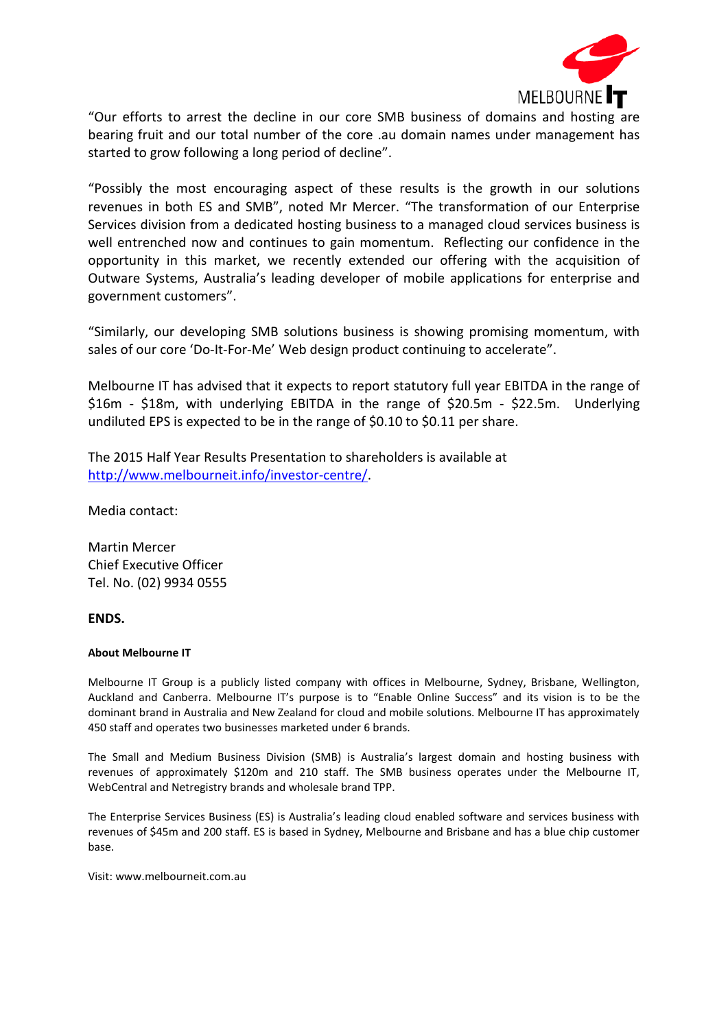"Our efforts to arrest the decline in our core SMB business of domains and hosting are bearing fruit and our total number of the core .au domain names under management has started to grow following a long period of decline".

"Possibly the most encouraging aspect of these results is the growth in our solutions revenues in both ES and SMB", noted Mr Mercer. "The transformation of our Enterprise Services division from a dedicated hosting business to a managed cloud services business is well entrenched now and continues to gain momentum. Reflecting our confidence in the opportunity in this market, we recently extended our offering with the acquisition of Outware Systems, Australia's leading developer of mobile applications for enterprise and government customers".

"Similarly, our developing SMB solutions business is showing promising momentum, with sales of our core 'Do-It-For-Me' Web design product continuing to accelerate".

Melbourne IT has advised that it expects to report statutory full year EBITDA in the range of $16m - $18m, with underlying EBITDA in the range of $20.5m - $22.5m. Underlying undiluted EPS is expected to be in the range of $0.10 to $0.11 per share.

The 2015 Half Year Results Presentation to shareholders is available at http://www.melbourneit.info/investor-centre/.

Media contact:

Martin Mercer
Chief Executive Officer
Tel. No. (02) 9934 0555

**ENDS.**

**About Melbourne IT**

Melbourne IT Group is a publicly listed company with offices in Melbourne, Sydney, Brisbane, Wellington, Auckland and Canberra. Melbourne IT's purpose is to "Enable Online Success" and its vision is to be the dominant brand in Australia and New Zealand for cloud and mobile solutions. Melbourne IT has approximately 450 staff and operates two businesses marketed under 6 brands.

The Small and Medium Business Division (SMB) is Australia's largest domain and hosting business with revenues of approximately $120m and 210 staff. The SMB business operates under the Melbourne IT, WebCentral and Netregistry brands and wholesale brand TPP.

The Enterprise Services Business (ES) is Australia's leading cloud enabled software and services business with revenues of $45m and 200 staff. ES is based in Sydney, Melbourne and Brisbane and has a blue chip customer base.

Visit: www.melbourneit.com.au